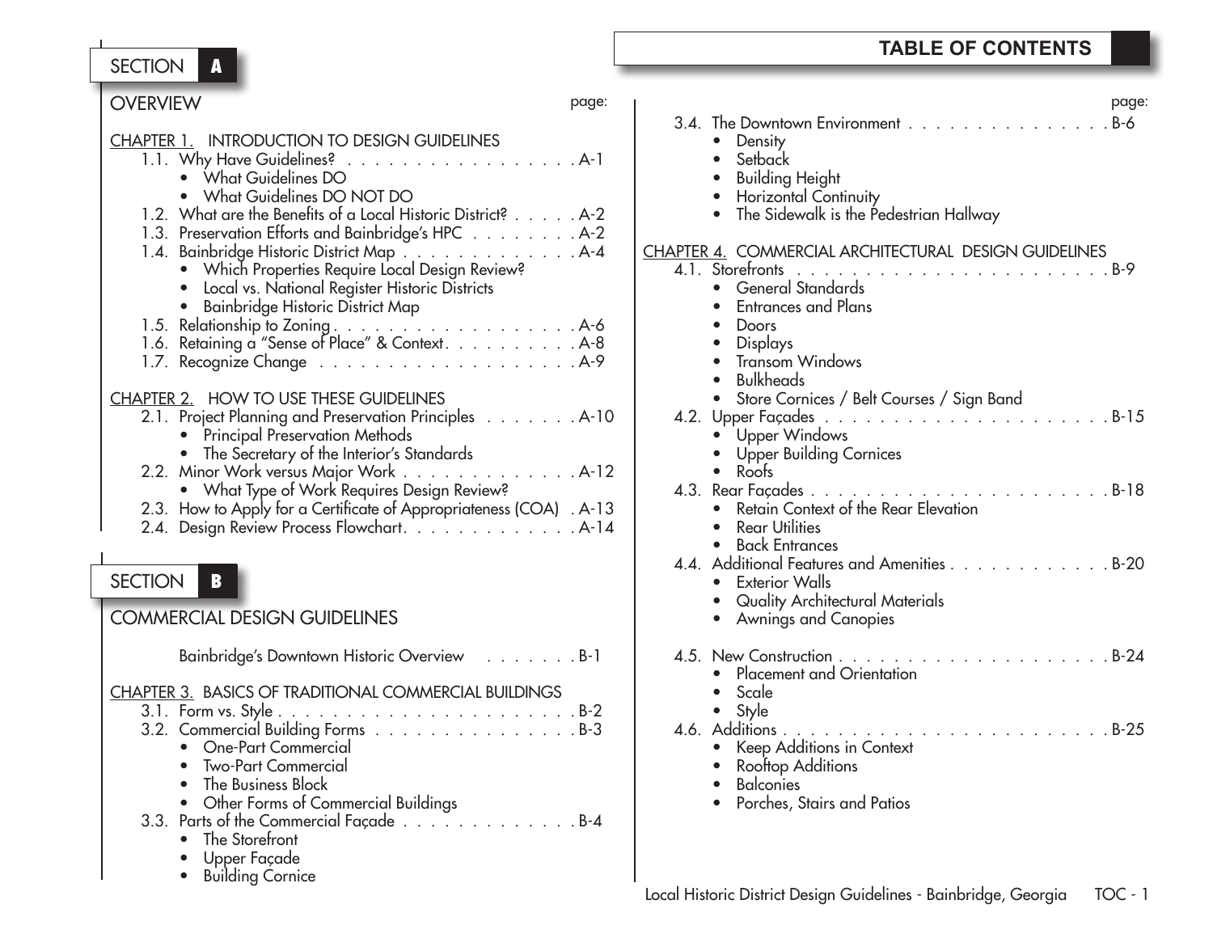# TABLE OF CONTENTS

## SECTION A

### OVERVIEW

page:

**CHAPTER 1. INTRODUCTION TO DESIGN GUIDELINES**

- 1.1. Why Have Guidelines? . . . . . . . . . . . . . . . . . A-1
  - What Guidelines DO
  - What Guidelines DO NOT DO
- 1.2. What are the Benefits of a Local Historic District? . . . . . A-2
- 1.3. Preservation Efforts and Bainbridge's HPC . . . . . . . . A-2
- 1.4. Bainbridge Historic District Map . . . . . . . . . . . . . A-4
  - Which Properties Require Local Design Review?
  - Local vs. National Register Historic Districts
  - Bainbridge Historic District Map
- 1.5. Relationship to Zoning . . . . . . . . . . . . . . . . . . A-6
- 1.6. Retaining a "Sense of Place" & Context . . . . . . . . . . A-8
- 1.7. Recognize Change . . . . . . . . . . . . . . . . . . . A-9

**CHAPTER 2. HOW TO USE THESE GUIDELINES**

- 2.1. Project Planning and Preservation Principles . . . . . . . A-10
  - Principal Preservation Methods
  - The Secretary of the Interior's Standards
- 2.2. Minor Work versus Major Work . . . . . . . . . . . . . A-12
  - What Type of Work Requires Design Review?
- 2.3. How to Apply for a Certificate of Appropriateness (COA) . A-13
- 2.4. Design Review Process Flowchart . . . . . . . . . . . . A-14

## SECTION B

### COMMERCIAL DESIGN GUIDELINES

Bainbridge's Downtown Historic Overview . . . . . . . B-1

**CHAPTER 3. BASICS OF TRADITIONAL COMMERCIAL BUILDINGS**

- 3.1. Form vs. Style . . . . . . . . . . . . . . . . . . . . . B-2
- 3.2. Commercial Building Forms . . . . . . . . . . . . . . . B-3
  - One-Part Commercial
  - Two-Part Commercial
  - The Business Block
  - Other Forms of Commercial Buildings
- 3.3. Parts of the Commercial Façade . . . . . . . . . . . . . B-4
  - The Storefront
  - Upper Façade
  - Building Cornice
- 3.4. The Downtown Environment . . . . . . . . . . . . . . . B-6
  - Density
  - Setback
  - Building Height
  - Horizontal Continuity
  - The Sidewalk is the Pedestrian Hallway

**CHAPTER 4. COMMERCIAL ARCHITECTURAL DESIGN GUIDELINES**

- 4.1. Storefronts . . . . . . . . . . . . . . . . . . . . . . . B-9
  - General Standards
  - Entrances and Plans
  - Doors
  - Displays
  - Transom Windows
  - Bulkheads
  - Store Cornices / Belt Courses / Sign Band
- 4.2. Upper Façades . . . . . . . . . . . . . . . . . . . . . B-15
  - Upper Windows
  - Upper Building Cornices
  - Roofs
- 4.3. Rear Façades . . . . . . . . . . . . . . . . . . . . . . B-18
  - Retain Context of the Rear Elevation
  - Rear Utilities
  - Back Entrances
- 4.4. Additional Features and Amenities . . . . . . . . . . . . B-20
  - Exterior Walls
  - Quality Architectural Materials
  - Awnings and Canopies
- 4.5. New Construction . . . . . . . . . . . . . . . . . . . . B-24
  - Placement and Orientation
  - Scale
  - Style
- 4.6. Additions . . . . . . . . . . . . . . . . . . . . . . . . B-25
  - Keep Additions in Context
  - Rooftop Additions
  - Balconies
  - Porches, Stairs and Patios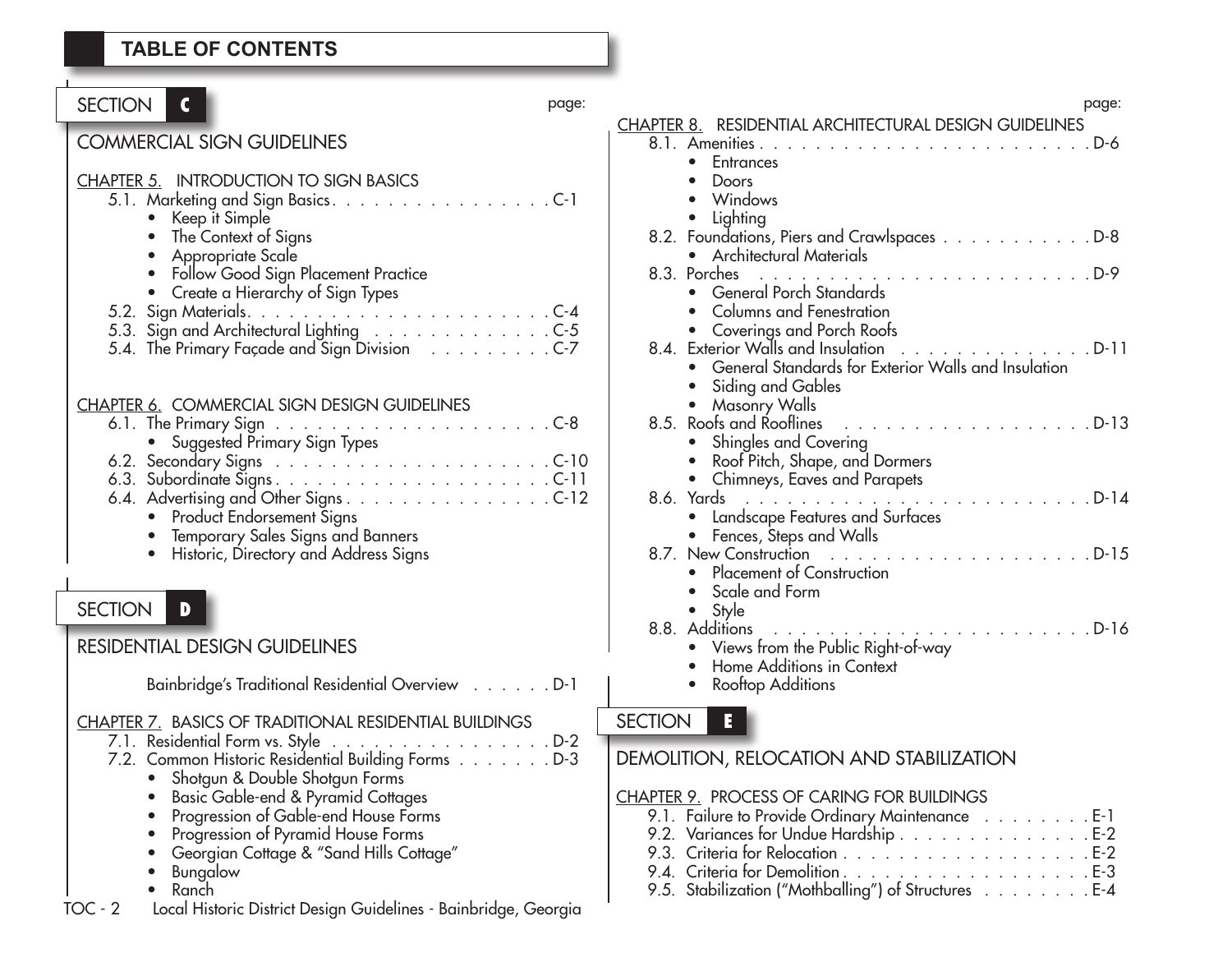# TABLE OF CONTENTS

## SECTION C

## COMMERCIAL SIGN GUIDELINES

page:

CHAPTER 5. INTRODUCTION TO SIGN BASICS

- 5.1. Marketing and Sign Basics . . . . . . . . . . . . . . . . C-1
  - Keep it Simple
  - The Context of Signs
  - Appropriate Scale
  - Follow Good Sign Placement Practice
  - Create a Hierarchy of Sign Types
- 5.2. Sign Materials . . . . . . . . . . . . . . . . . . . . . . C-4
- 5.3. Sign and Architectural Lighting . . . . . . . . . . . . . C-5
- 5.4. The Primary Façade and Sign Division . . . . . . . . . C-7

CHAPTER 6. COMMERCIAL SIGN DESIGN GUIDELINES

- 6.1. The Primary Sign . . . . . . . . . . . . . . . . . . . . C-8
  - Suggested Primary Sign Types
- 6.2. Secondary Signs . . . . . . . . . . . . . . . . . . . . C-10
- 6.3. Subordinate Signs . . . . . . . . . . . . . . . . . . . C-11
- 6.4. Advertising and Other Signs . . . . . . . . . . . . . . . C-12
  - Product Endorsement Signs
  - Temporary Sales Signs and Banners
  - Historic, Directory and Address Signs

## SECTION D

## RESIDENTIAL DESIGN GUIDELINES

Bainbridge's Traditional Residential Overview . . . . . . D-1

CHAPTER 7. BASICS OF TRADITIONAL RESIDENTIAL BUILDINGS

- 7.1. Residential Form vs. Style . . . . . . . . . . . . . . . D-2
- 7.2. Common Historic Residential Building Forms . . . . . . . D-3
  - Shotgun & Double Shotgun Forms
  - Basic Gable-end & Pyramid Cottages
  - Progression of Gable-end House Forms
  - Progression of Pyramid House Forms
  - Georgian Cottage & "Sand Hills Cottage"
  - Bungalow
  - Ranch

page:

CHAPTER 8. RESIDENTIAL ARCHITECTURAL DESIGN GUIDELINES

- 8.1. Amenities . . . . . . . . . . . . . . . . . . . . . . . D-6
  - Entrances
  - Doors
  - Windows
  - Lighting
- 8.2. Foundations, Piers and Crawlspaces . . . . . . . . . . . D-8
  - Architectural Materials
- 8.3. Porches . . . . . . . . . . . . . . . . . . . . . . . . D-9
  - General Porch Standards
  - Columns and Fenestration
  - Coverings and Porch Roofs
- 8.4. Exterior Walls and Insulation . . . . . . . . . . . . . D-11
  - General Standards for Exterior Walls and Insulation
  - Siding and Gables
  - Masonry Walls
- 8.5. Roofs and Rooflines . . . . . . . . . . . . . . . . . . D-13
  - Shingles and Covering
  - Roof Pitch, Shape, and Dormers
  - Chimneys, Eaves and Parapets
- 8.6. Yards . . . . . . . . . . . . . . . . . . . . . . . . . D-14
  - Landscape Features and Surfaces
  - Fences, Steps and Walls
- 8.7. New Construction . . . . . . . . . . . . . . . . . . . D-15
  - Placement of Construction
  - Scale and Form
  - Style
- 8.8. Additions . . . . . . . . . . . . . . . . . . . . . . . D-16
  - Views from the Public Right-of-way
  - Home Additions in Context
  - Rooftop Additions

## SECTION E

## DEMOLITION, RELOCATION AND STABILIZATION

CHAPTER 9. PROCESS OF CARING FOR BUILDINGS

- 9.1. Failure to Provide Ordinary Maintenance . . . . . . . . E-1
- 9.2. Variances for Undue Hardship . . . . . . . . . . . . . . E-2
- 9.3. Criteria for Relocation . . . . . . . . . . . . . . . . . E-2
- 9.4. Criteria for Demolition . . . . . . . . . . . . . . . . . E-3
- 9.5. Stabilization ("Mothballing") of Structures . . . . . . . E-4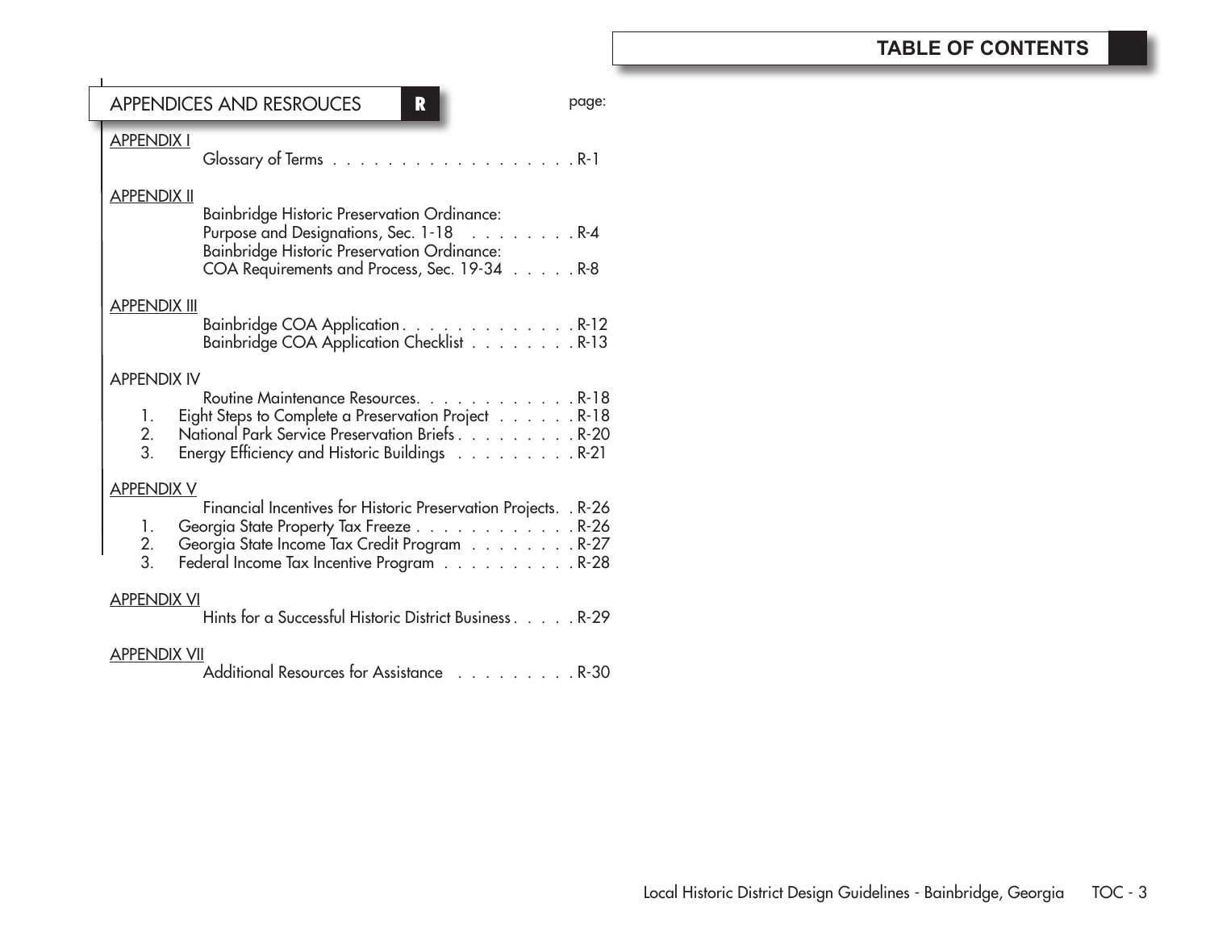## TABLE OF CONTENTS

### APPENDICES AND RESROUCES — R

page:

APPENDIX I
- Glossary of Terms . . . . . . . . . . . . . . . . . . R-1

APPENDIX II
- Bainbridge Historic Preservation Ordinance: Purpose and Designations, Sec. 1-18 . . . . . . . . R-4
- Bainbridge Historic Preservation Ordinance: COA Requirements and Process, Sec. 19-34 . . . . . R-8

APPENDIX III
- Bainbridge COA Application . . . . . . . . . . . . . R-12
- Bainbridge COA Application Checklist . . . . . . . . R-13

APPENDIX IV
- Routine Maintenance Resources. . . . . . . . . . . . R-18
  1. Eight Steps to Complete a Preservation Project . . . . . . R-18
  2. National Park Service Preservation Briefs . . . . . . . . . R-20
  3. Energy Efficiency and Historic Buildings . . . . . . . . . R-21

APPENDIX V
- Financial Incentives for Historic Preservation Projects. . R-26
  1. Georgia State Property Tax Freeze . . . . . . . . . . . . R-26
  2. Georgia State Income Tax Credit Program . . . . . . . . R-27
  3. Federal Income Tax Incentive Program . . . . . . . . . . R-28

APPENDIX VI
- Hints for a Successful Historic District Business . . . . . R-29

APPENDIX VII
- Additional Resources for Assistance . . . . . . . . . R-30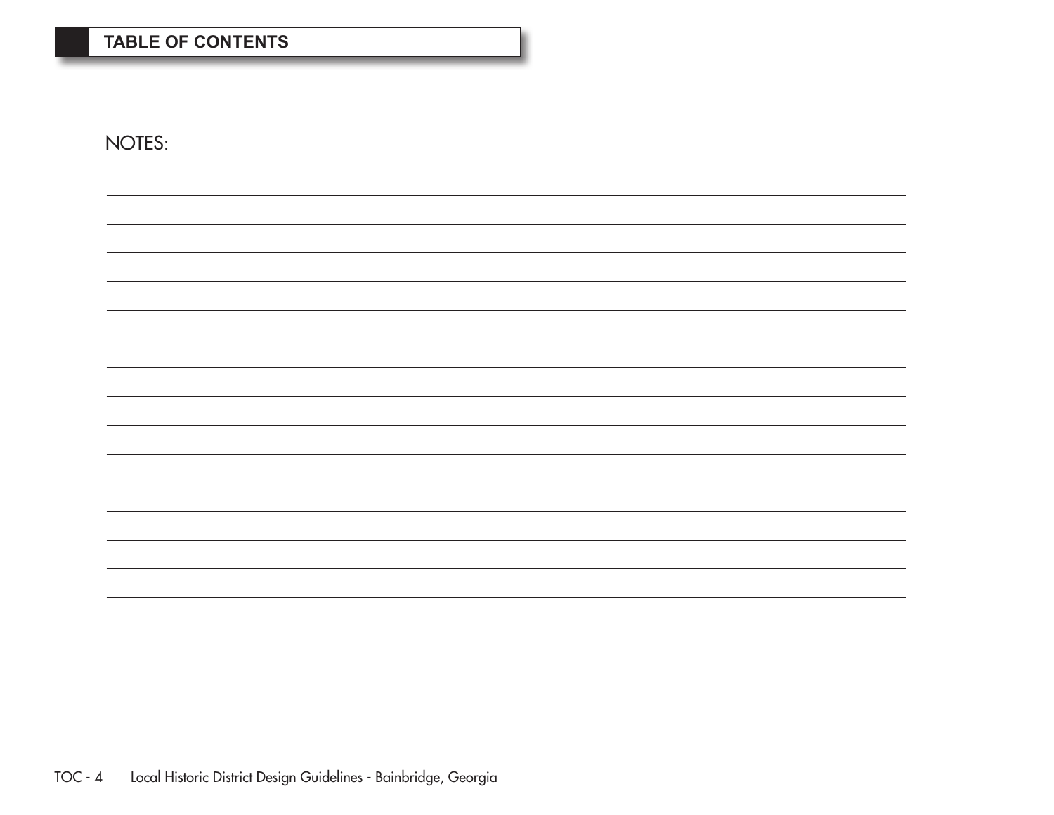NOTES: